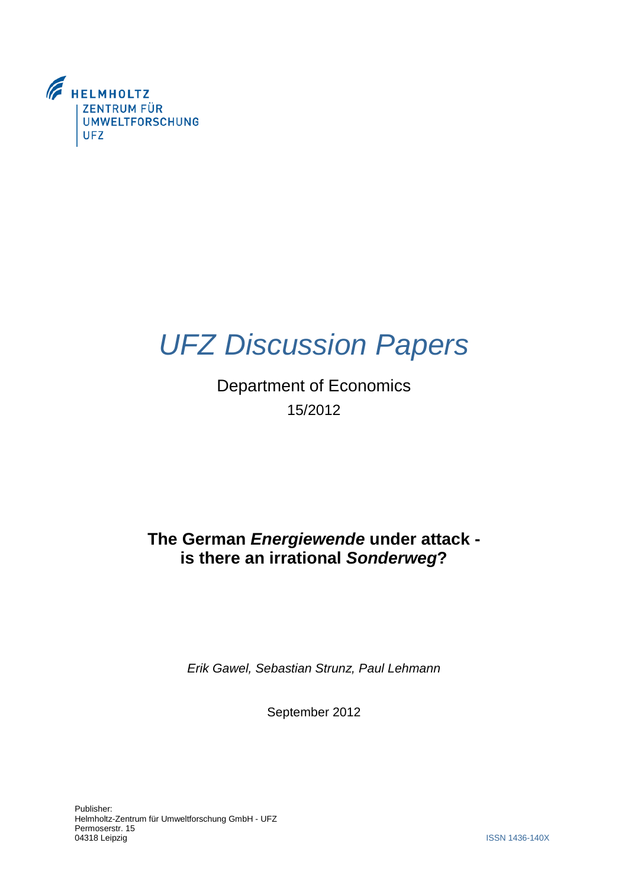HELMHOLTZ
ZENTRUM FÜR
UMWELTFORSCHUNG
UFZ

# *UFZ Discussion Papers*

Department of Economics

15/2012

## The German *Energiewende* under attack - is there an irrational *Sonderweg*?

*Erik Gawel, Sebastian Strunz, Paul Lehmann*

September 2012

Publisher:
Helmholtz-Zentrum für Umweltforschung GmbH - UFZ
Permoserstr. 15
04318 Leipzig

ISSN 1436-140X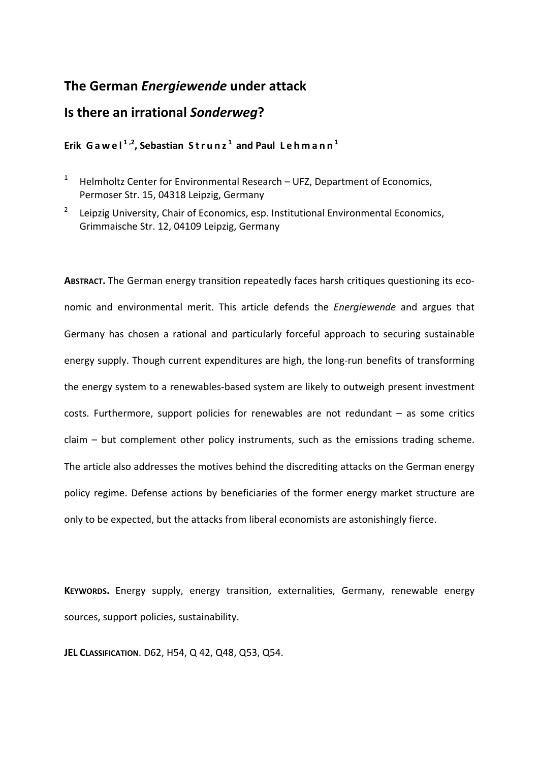# The German *Energiewende* under attack

# Is there an irrational *Sonderweg*?

**Erik Gawel [1,2], Sebastian Strunz [1] and Paul Lehmann [1]**

[1] Helmholtz Center for Environmental Research – UFZ, Department of Economics, Permoser Str. 15, 04318 Leipzig, Germany

[2] Leipzig University, Chair of Economics, esp. Institutional Environmental Economics, Grimmaische Str. 12, 04109 Leipzig, Germany

**ABSTRACT.** The German energy transition repeatedly faces harsh critiques questioning its economic and environmental merit. This article defends the *Energiewende* and argues that Germany has chosen a rational and particularly forceful approach to securing sustainable energy supply. Though current expenditures are high, the long-run benefits of transforming the energy system to a renewables-based system are likely to outweigh present investment costs. Furthermore, support policies for renewables are not redundant – as some critics claim – but complement other policy instruments, such as the emissions trading scheme. The article also addresses the motives behind the discrediting attacks on the German energy policy regime. Defense actions by beneficiaries of the former energy market structure are only to be expected, but the attacks from liberal economists are astonishingly fierce.

**KEYWORDS.** Energy supply, energy transition, externalities, Germany, renewable energy sources, support policies, sustainability.

**JEL CLASSIFICATION.** D62, H54, Q 42, Q48, Q53, Q54.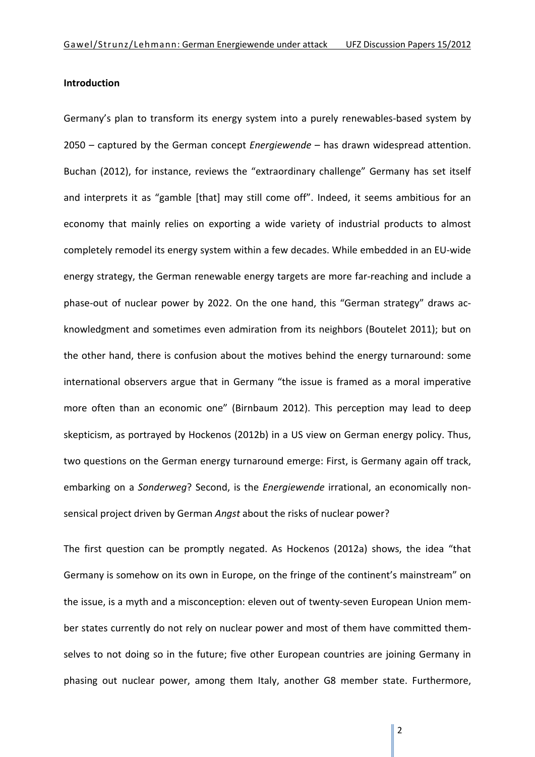## Introduction

Germany's plan to transform its energy system into a purely renewables-based system by 2050 – captured by the German concept *Energiewende* – has drawn widespread attention. Buchan (2012), for instance, reviews the "extraordinary challenge" Germany has set itself and interprets it as "gamble [that] may still come off". Indeed, it seems ambitious for an economy that mainly relies on exporting a wide variety of industrial products to almost completely remodel its energy system within a few decades. While embedded in an EU-wide energy strategy, the German renewable energy targets are more far-reaching and include a phase-out of nuclear power by 2022. On the one hand, this "German strategy" draws acknowledgment and sometimes even admiration from its neighbors (Boutelet 2011); but on the other hand, there is confusion about the motives behind the energy turnaround: some international observers argue that in Germany "the issue is framed as a moral imperative more often than an economic one" (Birnbaum 2012). This perception may lead to deep skepticism, as portrayed by Hockenos (2012b) in a US view on German energy policy. Thus, two questions on the German energy turnaround emerge: First, is Germany again off track, embarking on a *Sonderweg*? Second, is the *Energiewende* irrational, an economically nonsensical project driven by German *Angst* about the risks of nuclear power?

The first question can be promptly negated. As Hockenos (2012a) shows, the idea "that Germany is somehow on its own in Europe, on the fringe of the continent's mainstream" on the issue, is a myth and a misconception: eleven out of twenty-seven European Union member states currently do not rely on nuclear power and most of them have committed themselves to not doing so in the future; five other European countries are joining Germany in phasing out nuclear power, among them Italy, another G8 member state. Furthermore,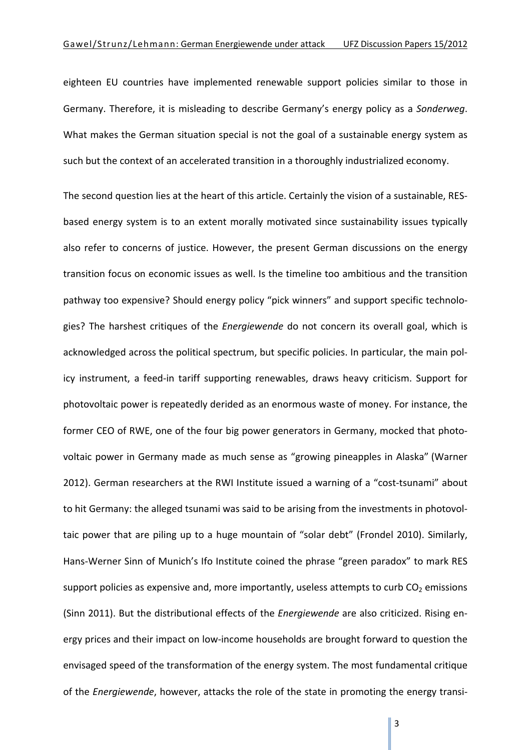eighteen EU countries have implemented renewable support policies similar to those in Germany. Therefore, it is misleading to describe Germany's energy policy as a *Sonderweg*. What makes the German situation special is not the goal of a sustainable energy system as such but the context of an accelerated transition in a thoroughly industrialized economy.

The second question lies at the heart of this article. Certainly the vision of a sustainable, RES-based energy system is to an extent morally motivated since sustainability issues typically also refer to concerns of justice. However, the present German discussions on the energy transition focus on economic issues as well. Is the timeline too ambitious and the transition pathway too expensive? Should energy policy "pick winners" and support specific technologies? The harshest critiques of the *Energiewende* do not concern its overall goal, which is acknowledged across the political spectrum, but specific policies. In particular, the main policy instrument, a feed-in tariff supporting renewables, draws heavy criticism. Support for photovoltaic power is repeatedly derided as an enormous waste of money. For instance, the former CEO of RWE, one of the four big power generators in Germany, mocked that photovoltaic power in Germany made as much sense as "growing pineapples in Alaska" (Warner 2012). German researchers at the RWI Institute issued a warning of a "cost-tsunami" about to hit Germany: the alleged tsunami was said to be arising from the investments in photovoltaic power that are piling up to a huge mountain of "solar debt" (Frondel 2010). Similarly, Hans-Werner Sinn of Munich's Ifo Institute coined the phrase "green paradox" to mark RES support policies as expensive and, more importantly, useless attempts to curb $CO_2$ emissions (Sinn 2011). But the distributional effects of the *Energiewende* are also criticized. Rising energy prices and their impact on low-income households are brought forward to question the envisaged speed of the transformation of the energy system. The most fundamental critique of the *Energiewende*, however, attacks the role of the state in promoting the energy transi-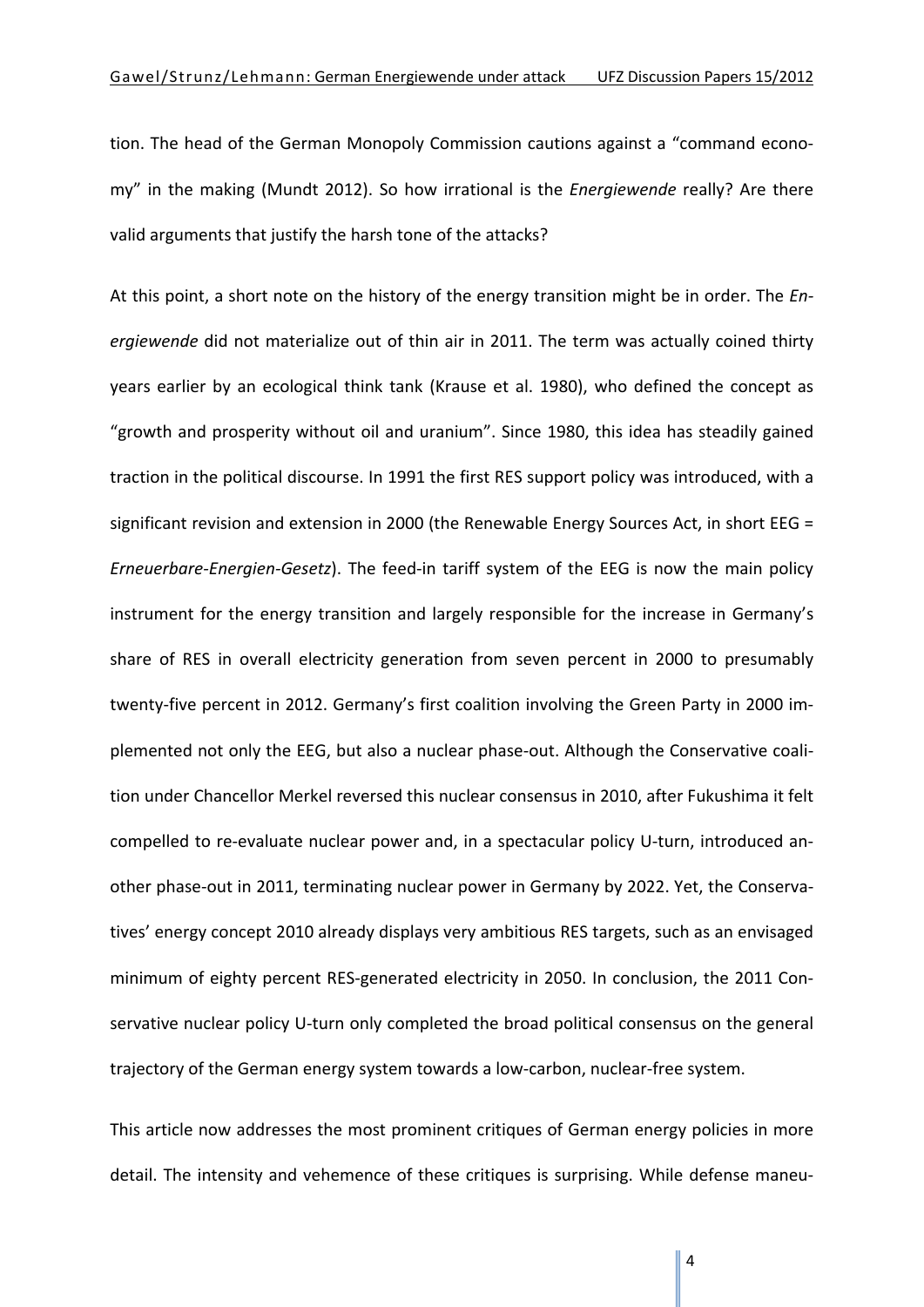tion. The head of the German Monopoly Commission cautions against a "command economy" in the making (Mundt 2012). So how irrational is the *Energiewende* really? Are there valid arguments that justify the harsh tone of the attacks?

At this point, a short note on the history of the energy transition might be in order. The *Energiewende* did not materialize out of thin air in 2011. The term was actually coined thirty years earlier by an ecological think tank (Krause et al. 1980), who defined the concept as "growth and prosperity without oil and uranium". Since 1980, this idea has steadily gained traction in the political discourse. In 1991 the first RES support policy was introduced, with a significant revision and extension in 2000 (the Renewable Energy Sources Act, in short EEG = *Erneuerbare-Energien-Gesetz*). The feed-in tariff system of the EEG is now the main policy instrument for the energy transition and largely responsible for the increase in Germany's share of RES in overall electricity generation from seven percent in 2000 to presumably twenty-five percent in 2012. Germany's first coalition involving the Green Party in 2000 implemented not only the EEG, but also a nuclear phase-out. Although the Conservative coalition under Chancellor Merkel reversed this nuclear consensus in 2010, after Fukushima it felt compelled to re-evaluate nuclear power and, in a spectacular policy U-turn, introduced another phase-out in 2011, terminating nuclear power in Germany by 2022. Yet, the Conservatives' energy concept 2010 already displays very ambitious RES targets, such as an envisaged minimum of eighty percent RES-generated electricity in 2050. In conclusion, the 2011 Conservative nuclear policy U-turn only completed the broad political consensus on the general trajectory of the German energy system towards a low-carbon, nuclear-free system.

This article now addresses the most prominent critiques of German energy policies in more detail. The intensity and vehemence of these critiques is surprising. While defense maneu-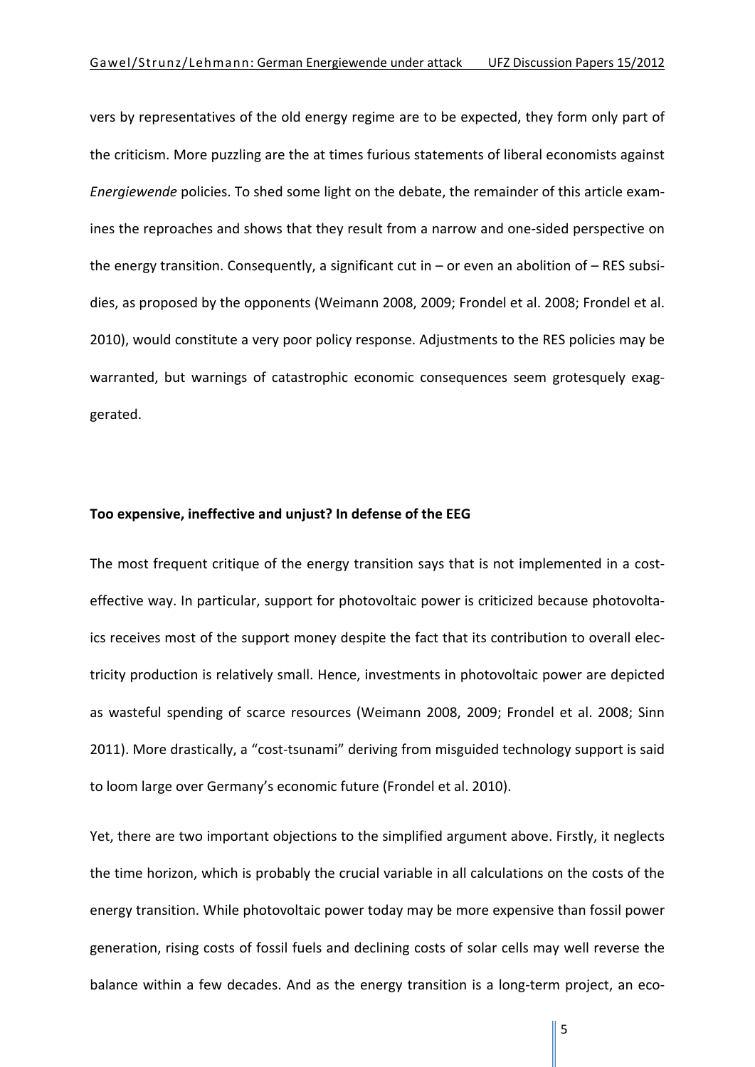vers by representatives of the old energy regime are to be expected, they form only part of the criticism. More puzzling are the at times furious statements of liberal economists against *Energiewende* policies. To shed some light on the debate, the remainder of this article examines the reproaches and shows that they result from a narrow and one-sided perspective on the energy transition. Consequently, a significant cut in – or even an abolition of – RES subsidies, as proposed by the opponents (Weimann 2008, 2009; Frondel et al. 2008; Frondel et al. 2010), would constitute a very poor policy response. Adjustments to the RES policies may be warranted, but warnings of catastrophic economic consequences seem grotesquely exaggerated.

**Too expensive, ineffective and unjust? In defense of the EEG**

The most frequent critique of the energy transition says that is not implemented in a cost-effective way. In particular, support for photovoltaic power is criticized because photovoltaics receives most of the support money despite the fact that its contribution to overall electricity production is relatively small. Hence, investments in photovoltaic power are depicted as wasteful spending of scarce resources (Weimann 2008, 2009; Frondel et al. 2008; Sinn 2011). More drastically, a "cost-tsunami" deriving from misguided technology support is said to loom large over Germany's economic future (Frondel et al. 2010).

Yet, there are two important objections to the simplified argument above. Firstly, it neglects the time horizon, which is probably the crucial variable in all calculations on the costs of the energy transition. While photovoltaic power today may be more expensive than fossil power generation, rising costs of fossil fuels and declining costs of solar cells may well reverse the balance within a few decades. And as the energy transition is a long-term project, an eco-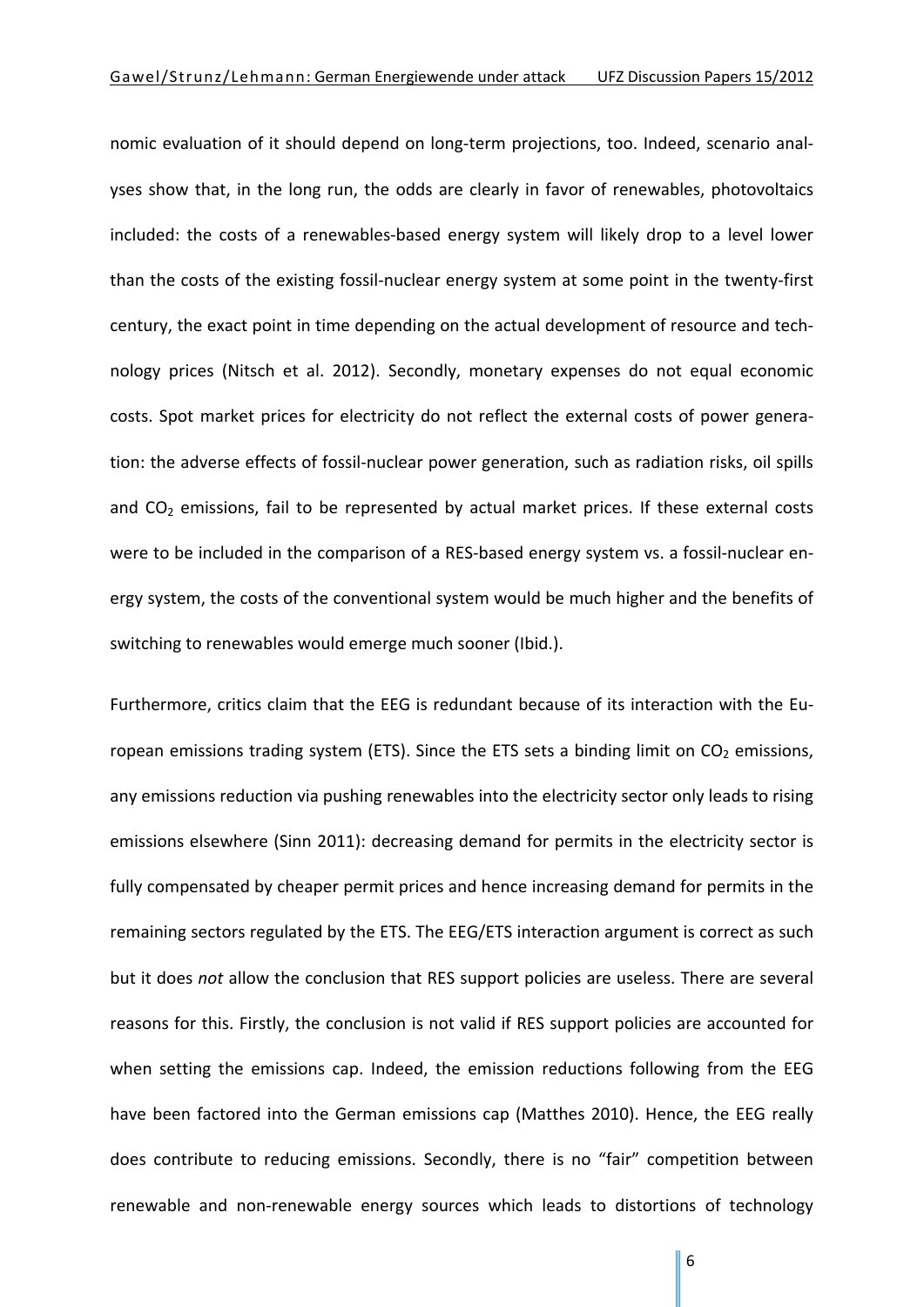nomic evaluation of it should depend on long-term projections, too. Indeed, scenario analyses show that, in the long run, the odds are clearly in favor of renewables, photovoltaics included: the costs of a renewables-based energy system will likely drop to a level lower than the costs of the existing fossil-nuclear energy system at some point in the twenty-first century, the exact point in time depending on the actual development of resource and technology prices (Nitsch et al. 2012). Secondly, monetary expenses do not equal economic costs. Spot market prices for electricity do not reflect the external costs of power generation: the adverse effects of fossil-nuclear power generation, such as radiation risks, oil spills and $CO_2$ emissions, fail to be represented by actual market prices. If these external costs were to be included in the comparison of a RES-based energy system vs. a fossil-nuclear energy system, the costs of the conventional system would be much higher and the benefits of switching to renewables would emerge much sooner (Ibid.).

Furthermore, critics claim that the EEG is redundant because of its interaction with the European emissions trading system (ETS). Since the ETS sets a binding limit on $CO_2$ emissions, any emissions reduction via pushing renewables into the electricity sector only leads to rising emissions elsewhere (Sinn 2011): decreasing demand for permits in the electricity sector is fully compensated by cheaper permit prices and hence increasing demand for permits in the remaining sectors regulated by the ETS. The EEG/ETS interaction argument is correct as such but it does *not* allow the conclusion that RES support policies are useless. There are several reasons for this. Firstly, the conclusion is not valid if RES support policies are accounted for when setting the emissions cap. Indeed, the emission reductions following from the EEG have been factored into the German emissions cap (Matthes 2010). Hence, the EEG really does contribute to reducing emissions. Secondly, there is no "fair" competition between renewable and non-renewable energy sources which leads to distortions of technology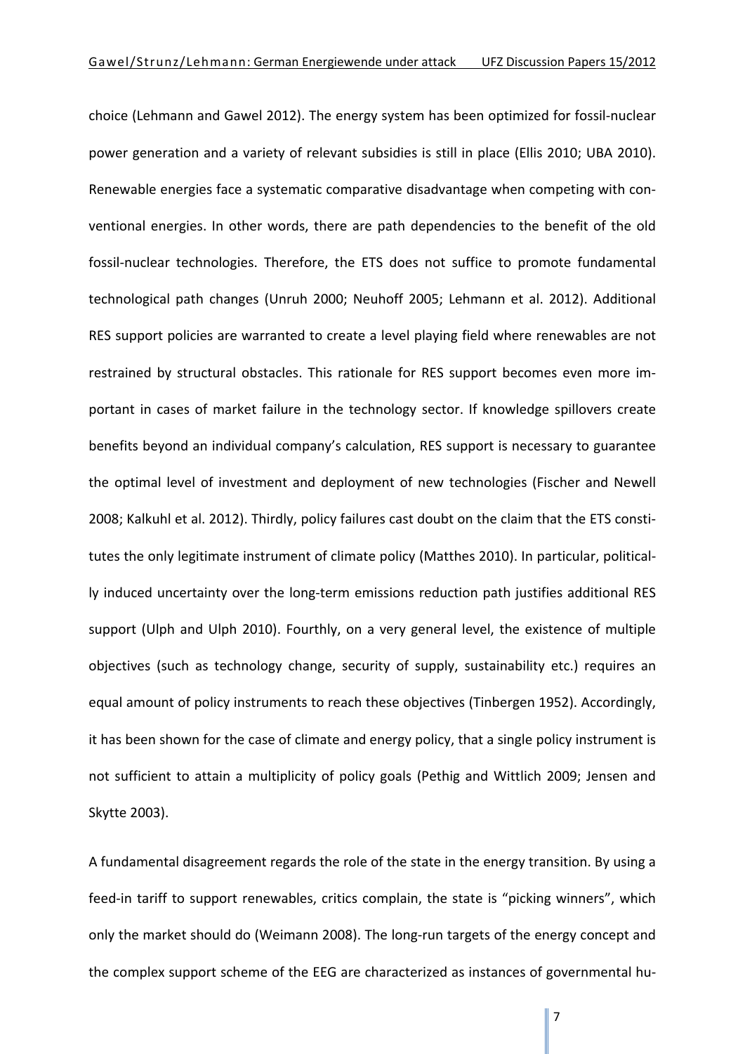choice (Lehmann and Gawel 2012). The energy system has been optimized for fossil-nuclear power generation and a variety of relevant subsidies is still in place (Ellis 2010; UBA 2010). Renewable energies face a systematic comparative disadvantage when competing with conventional energies. In other words, there are path dependencies to the benefit of the old fossil-nuclear technologies. Therefore, the ETS does not suffice to promote fundamental technological path changes (Unruh 2000; Neuhoff 2005; Lehmann et al. 2012). Additional RES support policies are warranted to create a level playing field where renewables are not restrained by structural obstacles. This rationale for RES support becomes even more important in cases of market failure in the technology sector. If knowledge spillovers create benefits beyond an individual company's calculation, RES support is necessary to guarantee the optimal level of investment and deployment of new technologies (Fischer and Newell 2008; Kalkuhl et al. 2012). Thirdly, policy failures cast doubt on the claim that the ETS constitutes the only legitimate instrument of climate policy (Matthes 2010). In particular, politically induced uncertainty over the long-term emissions reduction path justifies additional RES support (Ulph and Ulph 2010). Fourthly, on a very general level, the existence of multiple objectives (such as technology change, security of supply, sustainability etc.) requires an equal amount of policy instruments to reach these objectives (Tinbergen 1952). Accordingly, it has been shown for the case of climate and energy policy, that a single policy instrument is not sufficient to attain a multiplicity of policy goals (Pethig and Wittlich 2009; Jensen and Skytte 2003).

A fundamental disagreement regards the role of the state in the energy transition. By using a feed-in tariff to support renewables, critics complain, the state is "picking winners", which only the market should do (Weimann 2008). The long-run targets of the energy concept and the complex support scheme of the EEG are characterized as instances of governmental hu-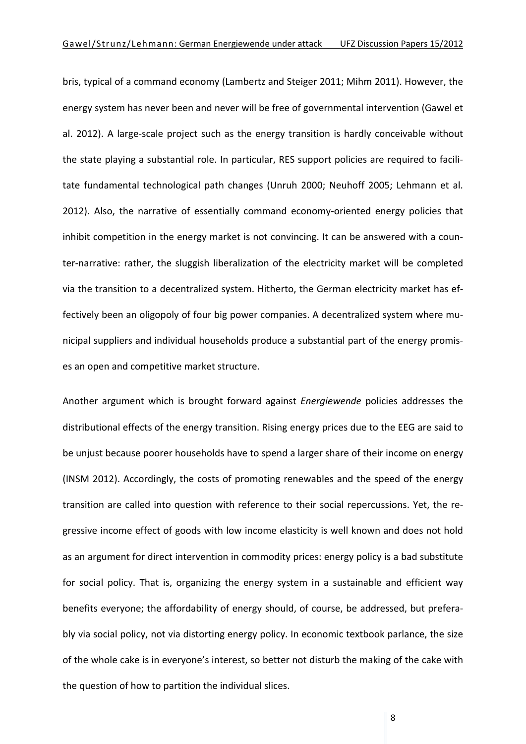bris, typical of a command economy (Lambertz and Steiger 2011; Mihm 2011). However, the energy system has never been and never will be free of governmental intervention (Gawel et al. 2012). A large-scale project such as the energy transition is hardly conceivable without the state playing a substantial role. In particular, RES support policies are required to facilitate fundamental technological path changes (Unruh 2000; Neuhoff 2005; Lehmann et al. 2012). Also, the narrative of essentially command economy-oriented energy policies that inhibit competition in the energy market is not convincing. It can be answered with a counter-narrative: rather, the sluggish liberalization of the electricity market will be completed via the transition to a decentralized system. Hitherto, the German electricity market has effectively been an oligopoly of four big power companies. A decentralized system where municipal suppliers and individual households produce a substantial part of the energy promises an open and competitive market structure.

Another argument which is brought forward against *Energiewende* policies addresses the distributional effects of the energy transition. Rising energy prices due to the EEG are said to be unjust because poorer households have to spend a larger share of their income on energy (INSM 2012). Accordingly, the costs of promoting renewables and the speed of the energy transition are called into question with reference to their social repercussions. Yet, the regressive income effect of goods with low income elasticity is well known and does not hold as an argument for direct intervention in commodity prices: energy policy is a bad substitute for social policy. That is, organizing the energy system in a sustainable and efficient way benefits everyone; the affordability of energy should, of course, be addressed, but preferably via social policy, not via distorting energy policy. In economic textbook parlance, the size of the whole cake is in everyone's interest, so better not disturb the making of the cake with the question of how to partition the individual slices.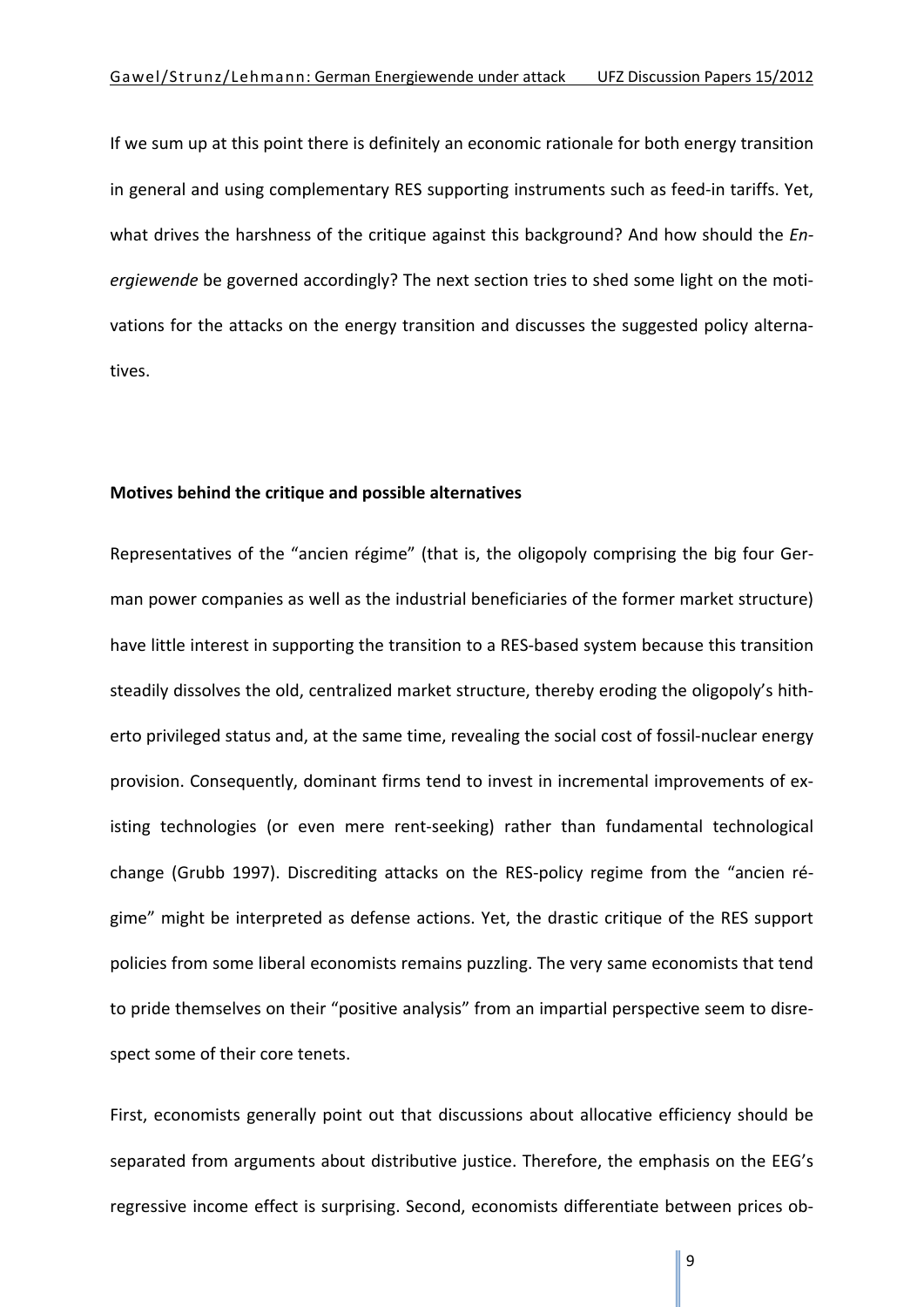If we sum up at this point there is definitely an economic rationale for both energy transition in general and using complementary RES supporting instruments such as feed-in tariffs. Yet, what drives the harshness of the critique against this background? And how should the *Energiewende* be governed accordingly? The next section tries to shed some light on the motivations for the attacks on the energy transition and discusses the suggested policy alternatives.

## Motives behind the critique and possible alternatives

Representatives of the "ancien régime" (that is, the oligopoly comprising the big four German power companies as well as the industrial beneficiaries of the former market structure) have little interest in supporting the transition to a RES-based system because this transition steadily dissolves the old, centralized market structure, thereby eroding the oligopoly's hitherto privileged status and, at the same time, revealing the social cost of fossil-nuclear energy provision. Consequently, dominant firms tend to invest in incremental improvements of existing technologies (or even mere rent-seeking) rather than fundamental technological change (Grubb 1997). Discrediting attacks on the RES-policy regime from the "ancien régime" might be interpreted as defense actions. Yet, the drastic critique of the RES support policies from some liberal economists remains puzzling. The very same economists that tend to pride themselves on their "positive analysis" from an impartial perspective seem to disrespect some of their core tenets.

First, economists generally point out that discussions about allocative efficiency should be separated from arguments about distributive justice. Therefore, the emphasis on the EEG's regressive income effect is surprising. Second, economists differentiate between prices ob-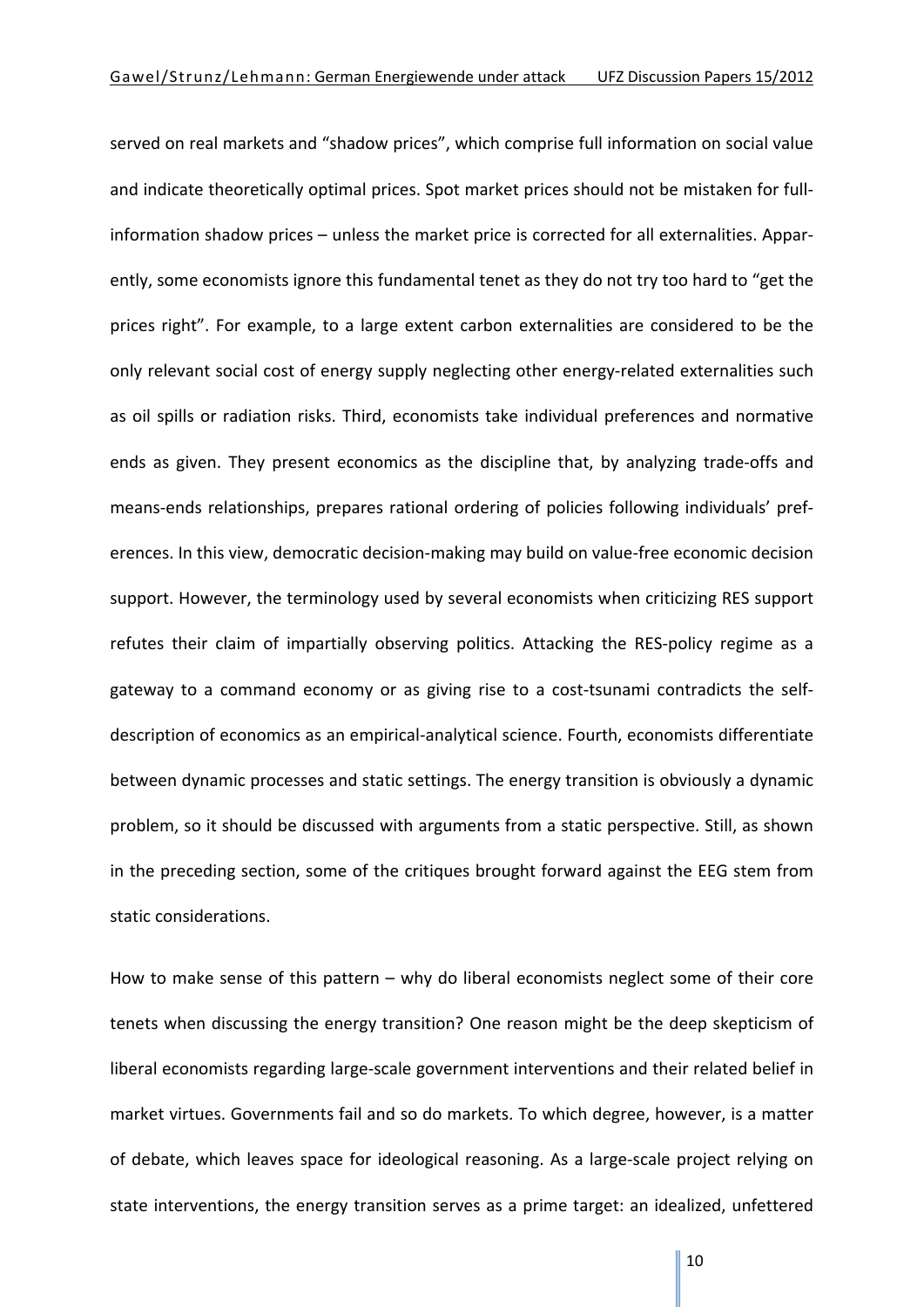served on real markets and "shadow prices", which comprise full information on social value and indicate theoretically optimal prices. Spot market prices should not be mistaken for full-information shadow prices – unless the market price is corrected for all externalities. Apparently, some economists ignore this fundamental tenet as they do not try too hard to "get the prices right". For example, to a large extent carbon externalities are considered to be the only relevant social cost of energy supply neglecting other energy-related externalities such as oil spills or radiation risks. Third, economists take individual preferences and normative ends as given. They present economics as the discipline that, by analyzing trade-offs and means-ends relationships, prepares rational ordering of policies following individuals' preferences. In this view, democratic decision-making may build on value-free economic decision support. However, the terminology used by several economists when criticizing RES support refutes their claim of impartially observing politics. Attacking the RES-policy regime as a gateway to a command economy or as giving rise to a cost-tsunami contradicts the self-description of economics as an empirical-analytical science. Fourth, economists differentiate between dynamic processes and static settings. The energy transition is obviously a dynamic problem, so it should be discussed with arguments from a static perspective. Still, as shown in the preceding section, some of the critiques brought forward against the EEG stem from static considerations.

How to make sense of this pattern – why do liberal economists neglect some of their core tenets when discussing the energy transition? One reason might be the deep skepticism of liberal economists regarding large-scale government interventions and their related belief in market virtues. Governments fail and so do markets. To which degree, however, is a matter of debate, which leaves space for ideological reasoning. As a large-scale project relying on state interventions, the energy transition serves as a prime target: an idealized, unfettered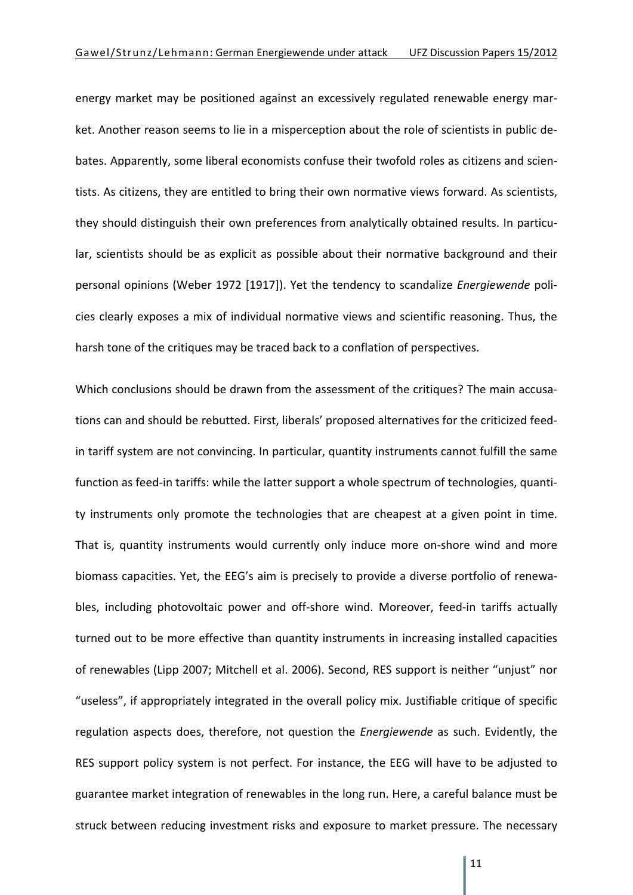energy market may be positioned against an excessively regulated renewable energy market. Another reason seems to lie in a misperception about the role of scientists in public debates. Apparently, some liberal economists confuse their twofold roles as citizens and scientists. As citizens, they are entitled to bring their own normative views forward. As scientists, they should distinguish their own preferences from analytically obtained results. In particular, scientists should be as explicit as possible about their normative background and their personal opinions (Weber 1972 [1917]). Yet the tendency to scandalize *Energiewende* policies clearly exposes a mix of individual normative views and scientific reasoning. Thus, the harsh tone of the critiques may be traced back to a conflation of perspectives.

Which conclusions should be drawn from the assessment of the critiques? The main accusations can and should be rebutted. First, liberals' proposed alternatives for the criticized feed-in tariff system are not convincing. In particular, quantity instruments cannot fulfill the same function as feed-in tariffs: while the latter support a whole spectrum of technologies, quantity instruments only promote the technologies that are cheapest at a given point in time. That is, quantity instruments would currently only induce more on-shore wind and more biomass capacities. Yet, the EEG's aim is precisely to provide a diverse portfolio of renewables, including photovoltaic power and off-shore wind. Moreover, feed-in tariffs actually turned out to be more effective than quantity instruments in increasing installed capacities of renewables (Lipp 2007; Mitchell et al. 2006). Second, RES support is neither "unjust" nor "useless", if appropriately integrated in the overall policy mix. Justifiable critique of specific regulation aspects does, therefore, not question the *Energiewende* as such. Evidently, the RES support policy system is not perfect. For instance, the EEG will have to be adjusted to guarantee market integration of renewables in the long run. Here, a careful balance must be struck between reducing investment risks and exposure to market pressure. The necessary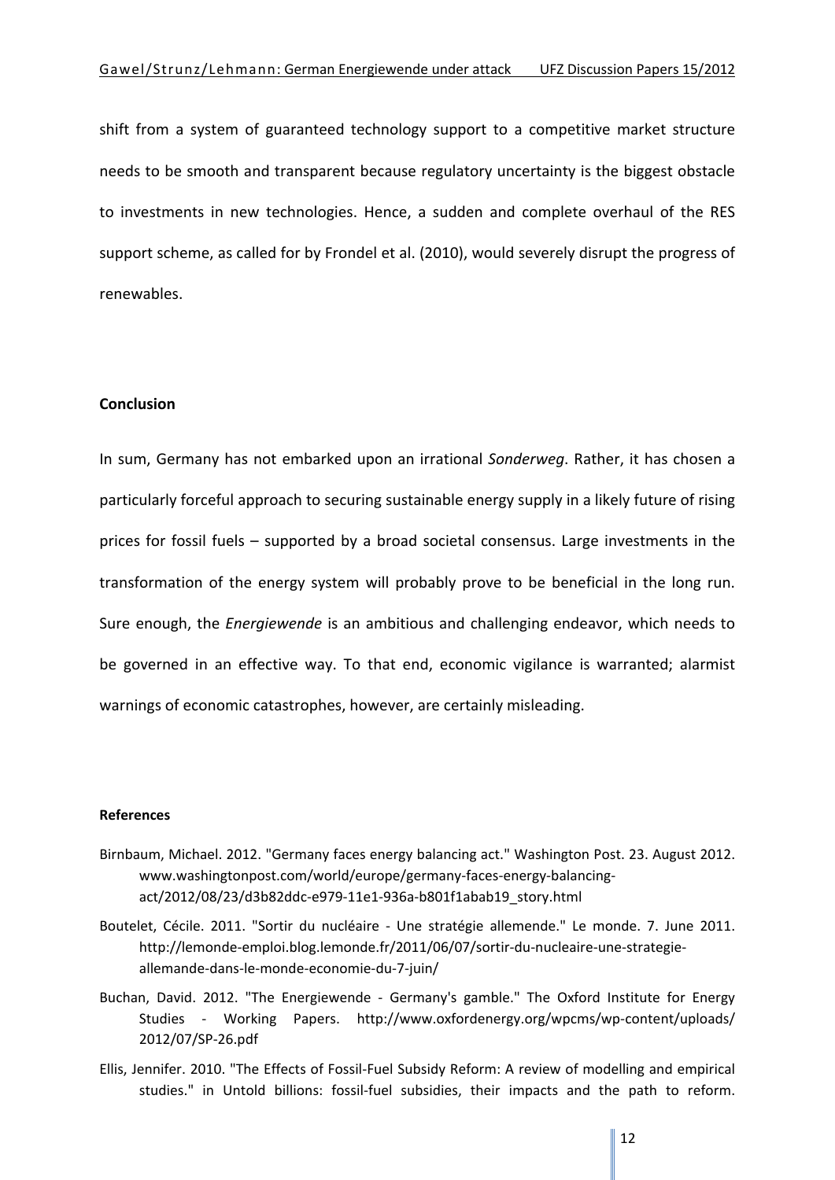shift from a system of guaranteed technology support to a competitive market structure needs to be smooth and transparent because regulatory uncertainty is the biggest obstacle to investments in new technologies. Hence, a sudden and complete overhaul of the RES support scheme, as called for by Frondel et al. (2010), would severely disrupt the progress of renewables.

## Conclusion

In sum, Germany has not embarked upon an irrational *Sonderweg*. Rather, it has chosen a particularly forceful approach to securing sustainable energy supply in a likely future of rising prices for fossil fuels – supported by a broad societal consensus. Large investments in the transformation of the energy system will probably prove to be beneficial in the long run. Sure enough, the *Energiewende* is an ambitious and challenging endeavor, which needs to be governed in an effective way. To that end, economic vigilance is warranted; alarmist warnings of economic catastrophes, however, are certainly misleading.

## References

Birnbaum, Michael. 2012. "Germany faces energy balancing act." Washington Post. 23. August 2012. www.washingtonpost.com/world/europe/germany-faces-energy-balancing-act/2012/08/23/d3b82ddc-e979-11e1-936a-b801f1abab19_story.html

Boutelet, Cécile. 2011. "Sortir du nucléaire - Une stratégie allemende." Le monde. 7. June 2011. http://lemonde-emploi.blog.lemonde.fr/2011/06/07/sortir-du-nucleaire-une-strategie-allemande-dans-le-monde-economie-du-7-juin/

Buchan, David. 2012. "The Energiewende - Germany's gamble." The Oxford Institute for Energy Studies - Working Papers. http://www.oxfordenergy.org/wpcms/wp-content/uploads/2012/07/SP-26.pdf

Ellis, Jennifer. 2010. "The Effects of Fossil-Fuel Subsidy Reform: A review of modelling and empirical studies." in Untold billions: fossil-fuel subsidies, their impacts and the path to reform.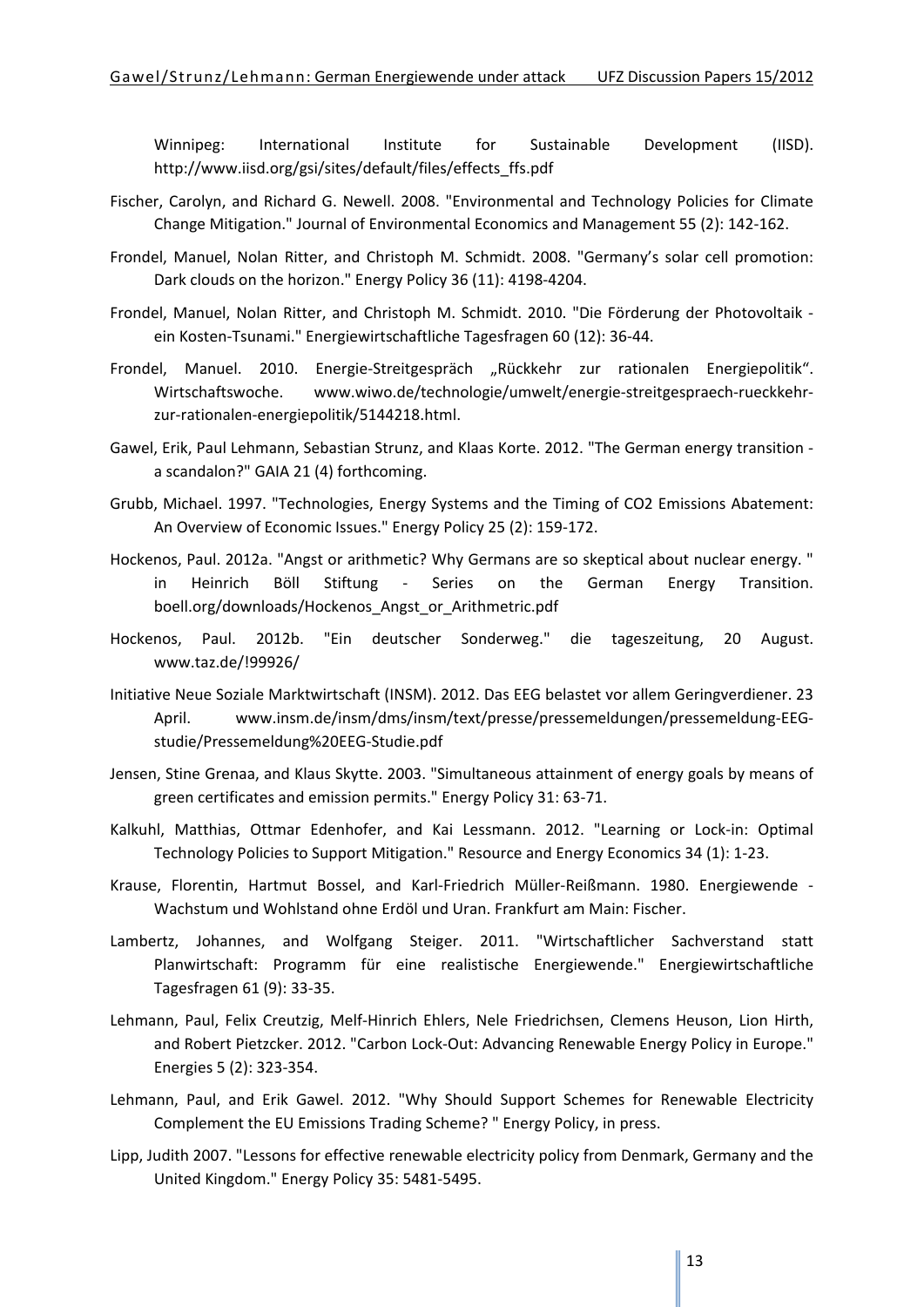Winnipeg: International Institute for Sustainable Development (IISD). http://www.iisd.org/gsi/sites/default/files/effects_ffs.pdf

Fischer, Carolyn, and Richard G. Newell. 2008. "Environmental and Technology Policies for Climate Change Mitigation." Journal of Environmental Economics and Management 55 (2): 142-162.

Frondel, Manuel, Nolan Ritter, and Christoph M. Schmidt. 2008. "Germany's solar cell promotion: Dark clouds on the horizon." Energy Policy 36 (11): 4198-4204.

Frondel, Manuel, Nolan Ritter, and Christoph M. Schmidt. 2010. "Die Förderung der Photovoltaik - ein Kosten-Tsunami." Energiewirtschaftliche Tagesfragen 60 (12): 36-44.

Frondel, Manuel. 2010. Energie-Streitgespräch „Rückkehr zur rationalen Energiepolitik". Wirtschaftswoche. www.wiwo.de/technologie/umwelt/energie-streitgespraech-rueckkehr-zur-rationalen-energiepolitik/5144218.html.

Gawel, Erik, Paul Lehmann, Sebastian Strunz, and Klaas Korte. 2012. "The German energy transition - a scandalon?" GAIA 21 (4) forthcoming.

Grubb, Michael. 1997. "Technologies, Energy Systems and the Timing of CO2 Emissions Abatement: An Overview of Economic Issues." Energy Policy 25 (2): 159-172.

Hockenos, Paul. 2012a. "Angst or arithmetic? Why Germans are so skeptical about nuclear energy. " in Heinrich Böll Stiftung - Series on the German Energy Transition. boell.org/downloads/Hockenos_Angst_or_Arithmetic.pdf

Hockenos, Paul. 2012b. "Ein deutscher Sonderweg." die tageszeitung, 20 August. www.taz.de/!99926/

Initiative Neue Soziale Marktwirtschaft (INSM). 2012. Das EEG belastet vor allem Geringverdiener. 23 April. www.insm.de/insm/dms/insm/text/presse/pressemeldungen/pressemeldung-EEG-studie/Pressemeldung%20EEG-Studie.pdf

Jensen, Stine Grenaa, and Klaus Skytte. 2003. "Simultaneous attainment of energy goals by means of green certificates and emission permits." Energy Policy 31: 63-71.

Kalkuhl, Matthias, Ottmar Edenhofer, and Kai Lessmann. 2012. "Learning or Lock-in: Optimal Technology Policies to Support Mitigation." Resource and Energy Economics 34 (1): 1-23.

Krause, Florentin, Hartmut Bossel, and Karl-Friedrich Müller-Reißmann. 1980. Energiewende - Wachstum und Wohlstand ohne Erdöl und Uran. Frankfurt am Main: Fischer.

Lambertz, Johannes, and Wolfgang Steiger. 2011. "Wirtschaftlicher Sachverstand statt Planwirtschaft: Programm für eine realistische Energiewende." Energiewirtschaftliche Tagesfragen 61 (9): 33-35.

Lehmann, Paul, Felix Creutzig, Melf-Hinrich Ehlers, Nele Friedrichsen, Clemens Heuson, Lion Hirth, and Robert Pietzcker. 2012. "Carbon Lock-Out: Advancing Renewable Energy Policy in Europe." Energies 5 (2): 323-354.

Lehmann, Paul, and Erik Gawel. 2012. "Why Should Support Schemes for Renewable Electricity Complement the EU Emissions Trading Scheme? " Energy Policy, in press.

Lipp, Judith 2007. "Lessons for effective renewable electricity policy from Denmark, Germany and the United Kingdom." Energy Policy 35: 5481-5495.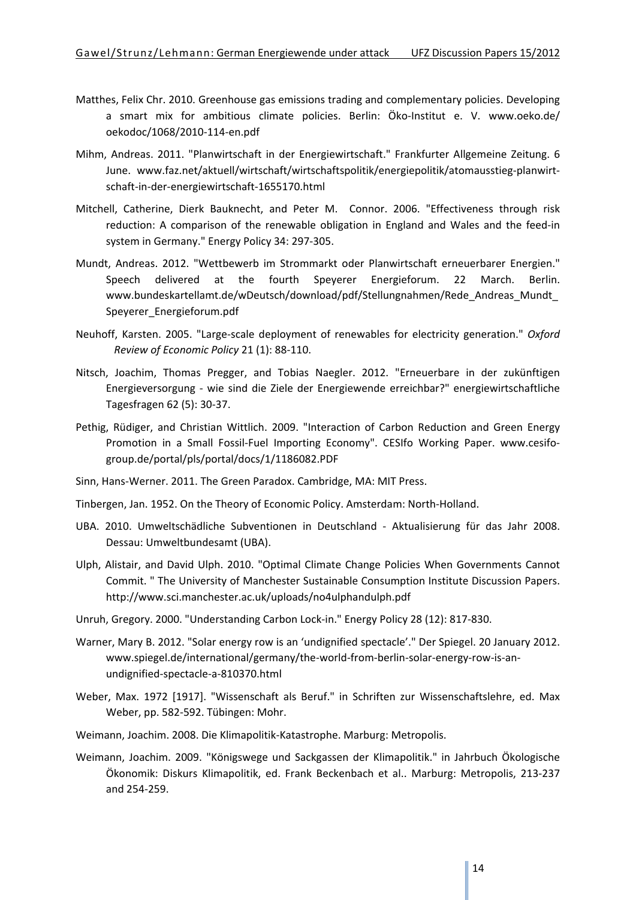Matthes, Felix Chr. 2010. Greenhouse gas emissions trading and complementary policies. Developing a smart mix for ambitious climate policies. Berlin: Öko-Institut e. V. www.oeko.de/oekodoc/1068/2010-114-en.pdf

Mihm, Andreas. 2011. "Planwirtschaft in der Energiewirtschaft." Frankfurter Allgemeine Zeitung. 6 June. www.faz.net/aktuell/wirtschaft/wirtschaftspolitik/energiepolitik/atomausstieg-planwirtschaft-in-der-energiewirtschaft-1655170.html

Mitchell, Catherine, Dierk Bauknecht, and Peter M. Connor. 2006. "Effectiveness through risk reduction: A comparison of the renewable obligation in England and Wales and the feed-in system in Germany." Energy Policy 34: 297-305.

Mundt, Andreas. 2012. "Wettbewerb im Strommarkt oder Planwirtschaft erneuerbarer Energien." Speech delivered at the fourth Speyerer Energieforum. 22 March. Berlin. www.bundeskartellamt.de/wDeutsch/download/pdf/Stellungnahmen/Rede_Andreas_Mundt_Speyerer_Energieforum.pdf

Neuhoff, Karsten. 2005. "Large-scale deployment of renewables for electricity generation." *Oxford Review of Economic Policy* 21 (1): 88-110.

Nitsch, Joachim, Thomas Pregger, and Tobias Naegler. 2012. "Erneuerbare in der zukünftigen Energieversorgung - wie sind die Ziele der Energiewende erreichbar?" energiewirtschaftliche Tagesfragen 62 (5): 30-37.

Pethig, Rüdiger, and Christian Wittlich. 2009. "Interaction of Carbon Reduction and Green Energy Promotion in a Small Fossil-Fuel Importing Economy". CESIfo Working Paper. www.cesifo-group.de/portal/pls/portal/docs/1/1186082.PDF

Sinn, Hans-Werner. 2011. The Green Paradox. Cambridge, MA: MIT Press.

Tinbergen, Jan. 1952. On the Theory of Economic Policy. Amsterdam: North-Holland.

UBA. 2010. Umweltschädliche Subventionen in Deutschland - Aktualisierung für das Jahr 2008. Dessau: Umweltbundesamt (UBA).

Ulph, Alistair, and David Ulph. 2010. "Optimal Climate Change Policies When Governments Cannot Commit. " The University of Manchester Sustainable Consumption Institute Discussion Papers. http://www.sci.manchester.ac.uk/uploads/no4ulphandulph.pdf

Unruh, Gregory. 2000. "Understanding Carbon Lock-in." Energy Policy 28 (12): 817-830.

Warner, Mary B. 2012. "Solar energy row is an 'undignified spectacle'." Der Spiegel. 20 January 2012. www.spiegel.de/international/germany/the-world-from-berlin-solar-energy-row-is-an-undignified-spectacle-a-810370.html

Weber, Max. 1972 [1917]. "Wissenschaft als Beruf." in Schriften zur Wissenschaftslehre, ed. Max Weber, pp. 582-592. Tübingen: Mohr.

Weimann, Joachim. 2008. Die Klimapolitik-Katastrophe. Marburg: Metropolis.

Weimann, Joachim. 2009. "Königswege und Sackgassen der Klimapolitik." in Jahrbuch Ökologische Ökonomik: Diskurs Klimapolitik, ed. Frank Beckenbach et al.. Marburg: Metropolis, 213-237 and 254-259.